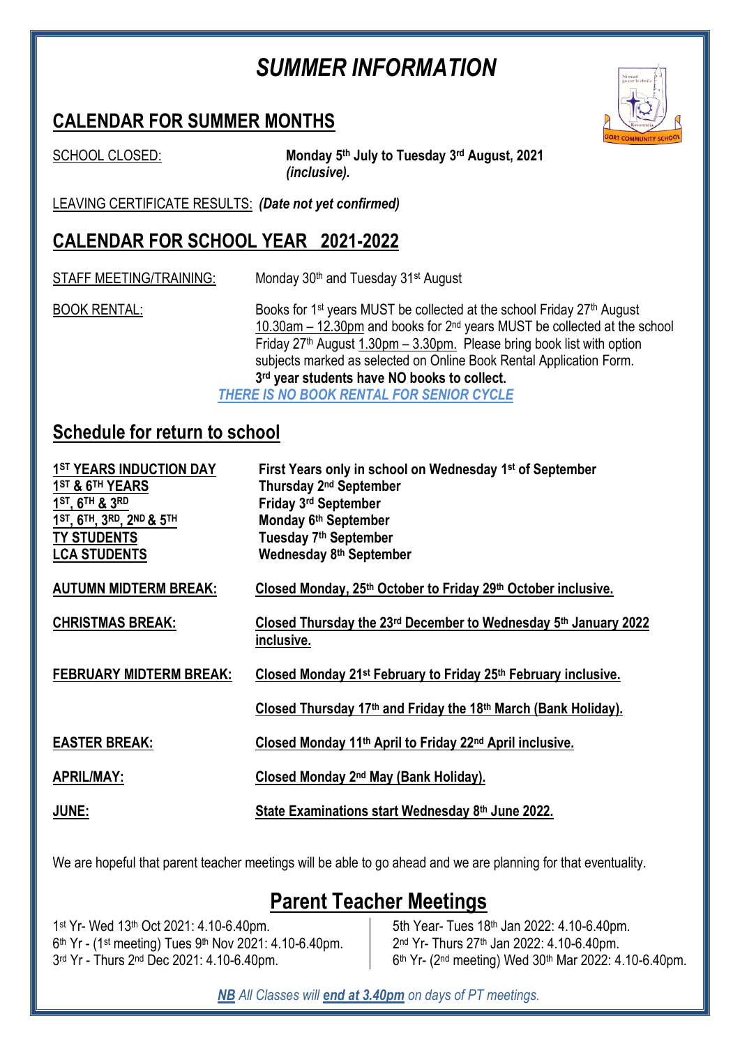# *SUMMER INFORMATION*

## CALENDAR FOR SUMMER MONTHS

SCHOOL CLOSED: **Monday 5th July to Tuesday 3rd August, 2021** ***(inclusive).***

LEAVING CERTIFICATE RESULTS: ***(Date not yet confirmed)***

## CALENDAR FOR SCHOOL YEAR 2021-2022

STAFF MEETING/TRAINING: Monday 30th and Tuesday 31st August

BOOK RENTAL: Books for 1st years MUST be collected at the school Friday 27th August 10.30am – 12.30pm and books for 2nd years MUST be collected at the school Friday 27th August 1.30pm – 3.30pm. Please bring book list with option subjects marked as selected on Online Book Rental Application Form. **3rd year students have NO books to collect.**

*THERE IS NO BOOK RENTAL FOR SENIOR CYCLE*

## Schedule for return to school

| | |
|---|---|
| **1ST YEARS INDUCTION DAY** | **First Years only in school on Wednesday 1st of September** |
| **1ST & 6TH YEARS** | **Thursday 2nd September** |
| **1ST, 6TH & 3RD** | **Friday 3rd September** |
| **1ST, 6TH, 3RD, 2ND & 5TH** | **Monday 6th September** |
| **TY STUDENTS** | **Tuesday 7th September** |
| **LCA STUDENTS** | **Wednesday 8th September** |

**AUTUMN MIDTERM BREAK:** **Closed Monday, 25th October to Friday 29th October inclusive.**

**CHRISTMAS BREAK:** **Closed Thursday the 23rd December to Wednesday 5th January 2022 inclusive.**

**FEBRUARY MIDTERM BREAK:** **Closed Monday 21st February to Friday 25th February inclusive.**

**Closed Thursday 17th and Friday the 18th March (Bank Holiday).**

**EASTER BREAK:** **Closed Monday 11th April to Friday 22nd April inclusive.**

**APRIL/MAY:** **Closed Monday 2nd May (Bank Holiday).**

**JUNE:** **State Examinations start Wednesday 8th June 2022.**

We are hopeful that parent teacher meetings will be able to go ahead and we are planning for that eventuality.

## Parent Teacher Meetings

1st Yr- Wed 13th Oct 2021: 4.10-6.40pm.
6th Yr - (1st meeting) Tues 9th Nov 2021: 4.10-6.40pm.
3rd Yr - Thurs 2nd Dec 2021: 4.10-6.40pm.
5th Year- Tues 18th Jan 2022: 4.10-6.40pm.
2nd Yr- Thurs 27th Jan 2022: 4.10-6.40pm.
6th Yr- (2nd meeting) Wed 30th Mar 2022: 4.10-6.40pm.

***NB** All Classes will **end at 3.40pm** on days of PT meetings.*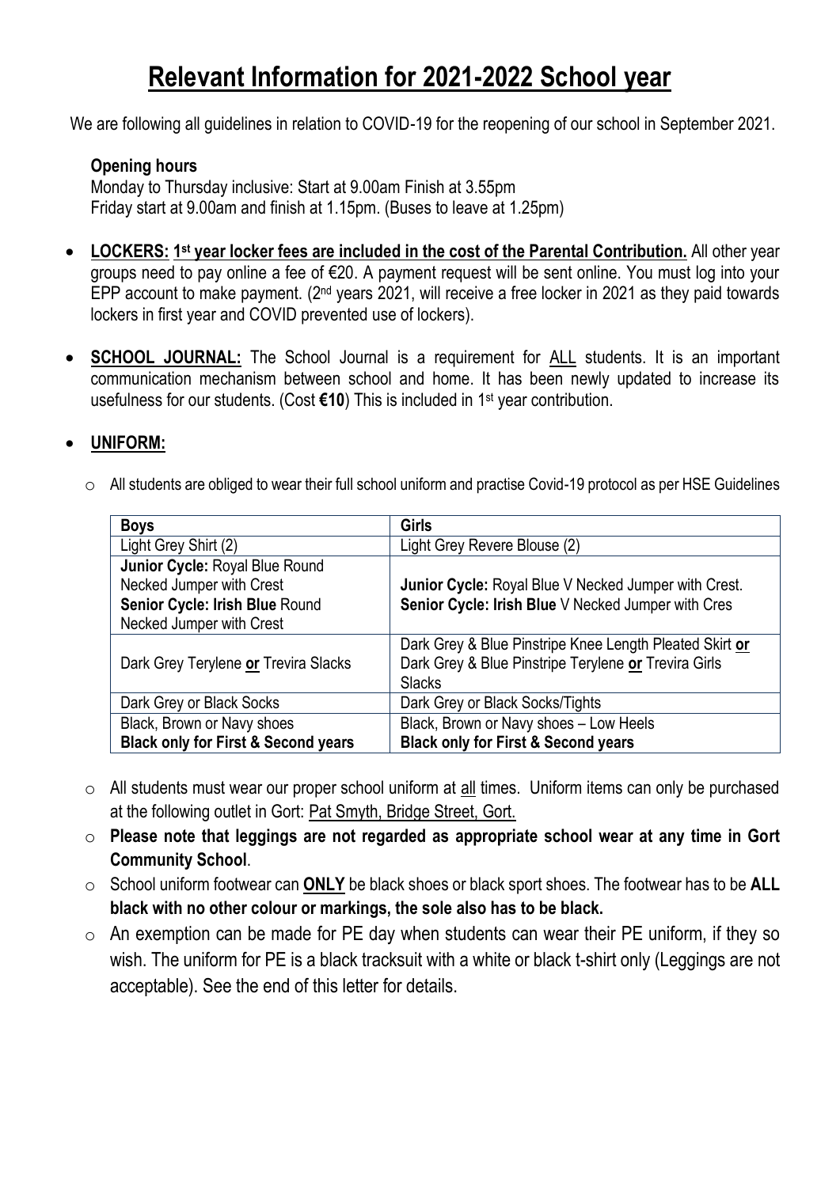# Relevant Information for 2021-2022 School year

We are following all guidelines in relation to COVID-19 for the reopening of our school in September 2021.

**Opening hours**

Monday to Thursday inclusive: Start at 9.00am Finish at 3.55pm
Friday start at 9.00am and finish at 1.15pm. (Buses to leave at 1.25pm)

- **LOCKERS: 1st year locker fees are included in the cost of the Parental Contribution.** All other year groups need to pay online a fee of €20. A payment request will be sent online. You must log into your EPP account to make payment. (2nd years 2021, will receive a free locker in 2021 as they paid towards lockers in first year and COVID prevented use of lockers).
- **SCHOOL JOURNAL:** The School Journal is a requirement for ALL students. It is an important communication mechanism between school and home. It has been newly updated to increase its usefulness for our students. (Cost **€10**) This is included in 1st year contribution.
- **UNIFORM:**
  - All students are obliged to wear their full school uniform and practise Covid-19 protocol as per HSE Guidelines

| **Boys** | **Girls** |
|---|---|
| Light Grey Shirt (2) | Light Grey Revere Blouse (2) |
| **Junior Cycle:** Royal Blue Round Necked Jumper with Crest<br>**Senior Cycle: Irish Blue** Round Necked Jumper with Crest | **Junior Cycle:** Royal Blue V Necked Jumper with Crest.<br>**Senior Cycle: Irish Blue** V Necked Jumper with Cres |
| Dark Grey Terylene **or** Trevira Slacks | Dark Grey & Blue Pinstripe Knee Length Pleated Skirt **or** Dark Grey & Blue Pinstripe Terylene **or** Trevira Girls Slacks |
| Dark Grey or Black Socks | Dark Grey or Black Socks/Tights |
| Black, Brown or Navy shoes<br>**Black only for First & Second years** | Black, Brown or Navy shoes – Low Heels<br>**Black only for First & Second years** |

  - All students must wear our proper school uniform at all times. Uniform items can only be purchased at the following outlet in Gort: Pat Smyth, Bridge Street, Gort.
  - **Please note that leggings are not regarded as appropriate school wear at any time in Gort Community School**.
  - School uniform footwear can **ONLY** be black shoes or black sport shoes. The footwear has to be **ALL black with no other colour or markings, the sole also has to be black.**
  - An exemption can be made for PE day when students can wear their PE uniform, if they so wish. The uniform for PE is a black tracksuit with a white or black t-shirt only (Leggings are not acceptable). See the end of this letter for details.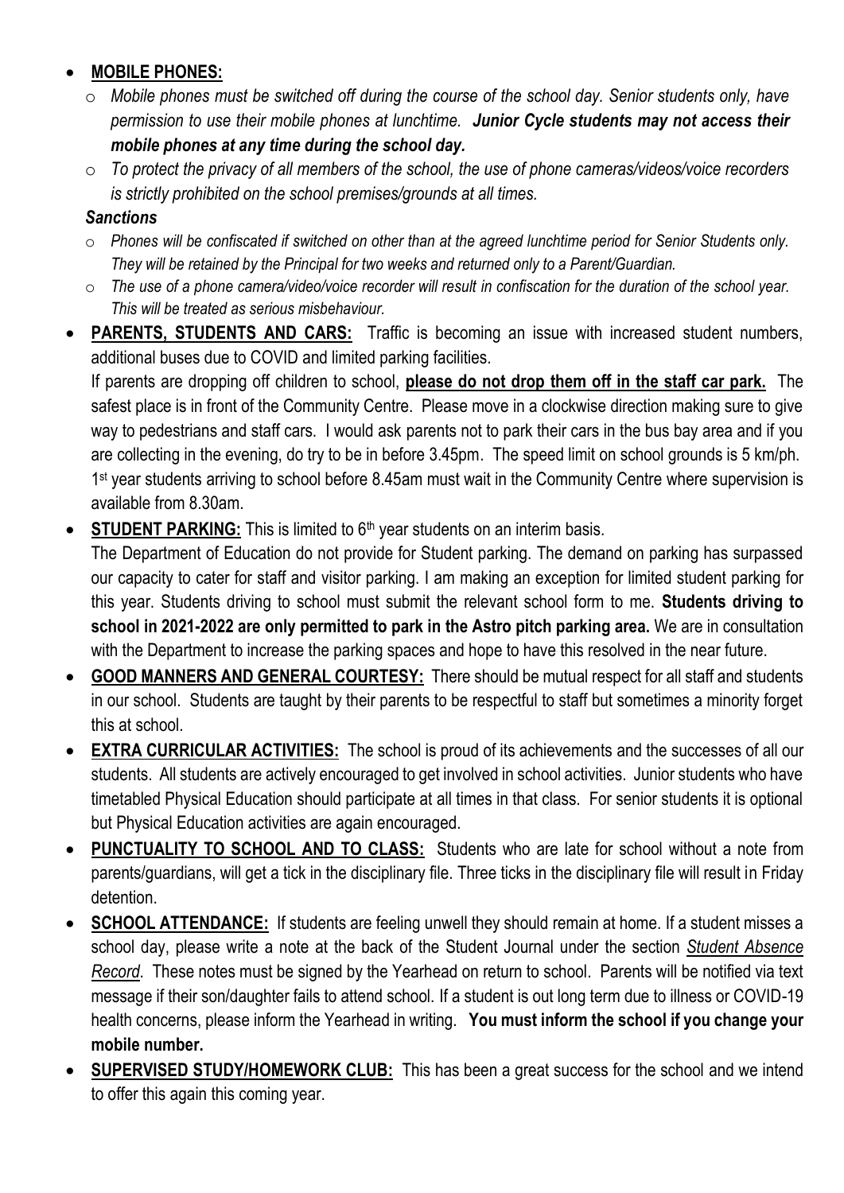- **MOBILE PHONES:**
  - *Mobile phones must be switched off during the course of the school day. Senior students only, have permission to use their mobile phones at lunchtime.* ***Junior Cycle students may not access their mobile phones at any time during the school day.***
  - *To protect the privacy of all members of the school, the use of phone cameras/videos/voice recorders is strictly prohibited on the school premises/grounds at all times.*

  ***Sanctions***
  - *Phones will be confiscated if switched on other than at the agreed lunchtime period for Senior Students only. They will be retained by the Principal for two weeks and returned only to a Parent/Guardian.*
  - *The use of a phone camera/video/voice recorder will result in confiscation for the duration of the school year. This will be treated as serious misbehaviour.*
- **PARENTS, STUDENTS AND CARS:** Traffic is becoming an issue with increased student numbers, additional buses due to COVID and limited parking facilities.
  If parents are dropping off children to school, **please do not drop them off in the staff car park.** The safest place is in front of the Community Centre. Please move in a clockwise direction making sure to give way to pedestrians and staff cars. I would ask parents not to park their cars in the bus bay area and if you are collecting in the evening, do try to be in before 3.45pm. The speed limit on school grounds is 5 km/ph. 1st year students arriving to school before 8.45am must wait in the Community Centre where supervision is available from 8.30am.
- **STUDENT PARKING:** This is limited to 6th year students on an interim basis.
  The Department of Education do not provide for Student parking. The demand on parking has surpassed our capacity to cater for staff and visitor parking. I am making an exception for limited student parking for this year. Students driving to school must submit the relevant school form to me. **Students driving to school in 2021-2022 are only permitted to park in the Astro pitch parking area.** We are in consultation with the Department to increase the parking spaces and hope to have this resolved in the near future.
- **GOOD MANNERS AND GENERAL COURTESY:** There should be mutual respect for all staff and students in our school. Students are taught by their parents to be respectful to staff but sometimes a minority forget this at school.
- **EXTRA CURRICULAR ACTIVITIES:** The school is proud of its achievements and the successes of all our students. All students are actively encouraged to get involved in school activities. Junior students who have timetabled Physical Education should participate at all times in that class. For senior students it is optional but Physical Education activities are again encouraged.
- **PUNCTUALITY TO SCHOOL AND TO CLASS:** Students who are late for school without a note from parents/guardians, will get a tick in the disciplinary file. Three ticks in the disciplinary file will result in Friday detention.
- **SCHOOL ATTENDANCE:** If students are feeling unwell they should remain at home. If a student misses a school day, please write a note at the back of the Student Journal under the section *Student Absence Record*. These notes must be signed by the Yearhead on return to school. Parents will be notified via text message if their son/daughter fails to attend school. If a student is out long term due to illness or COVID-19 health concerns, please inform the Yearhead in writing. **You must inform the school if you change your mobile number.**
- **SUPERVISED STUDY/HOMEWORK CLUB:** This has been a great success for the school and we intend to offer this again this coming year.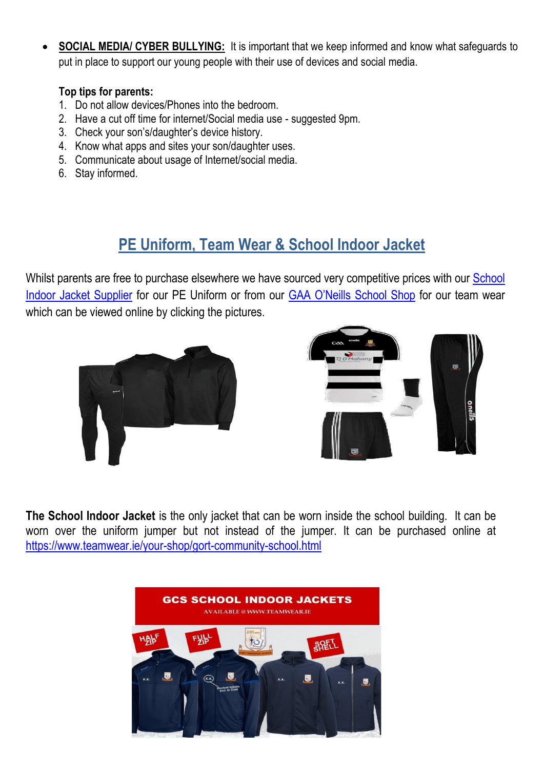- **SOCIAL MEDIA/ CYBER BULLYING:** It is important that we keep informed and know what safeguards to put in place to support our young people with their use of devices and social media.

  **Top tips for parents:**
  1. Do not allow devices/Phones into the bedroom.
  2. Have a cut off time for internet/Social media use - suggested 9pm.
  3. Check your son's/daughter's device history.
  4. Know what apps and sites your son/daughter uses.
  5. Communicate about usage of Internet/social media.
  6. Stay informed.

## PE Uniform, Team Wear & School Indoor Jacket

Whilst parents are free to purchase elsewhere we have sourced very competitive prices with our School Indoor Jacket Supplier for our PE Uniform or from our GAA O'Neills School Shop for our team wear which can be viewed online by clicking the pictures.

**The School Indoor Jacket** is the only jacket that can be worn inside the school building. It can be worn over the uniform jumper but not instead of the jumper. It can be purchased online at https://www.teamwear.ie/your-shop/gort-community-school.html

GCS SCHOOL INDOOR JACKETS

AVAILABLE @ WWW.TEAMWEAR.IE

HALF ZIP

FULL ZIP

SOFT SHELL